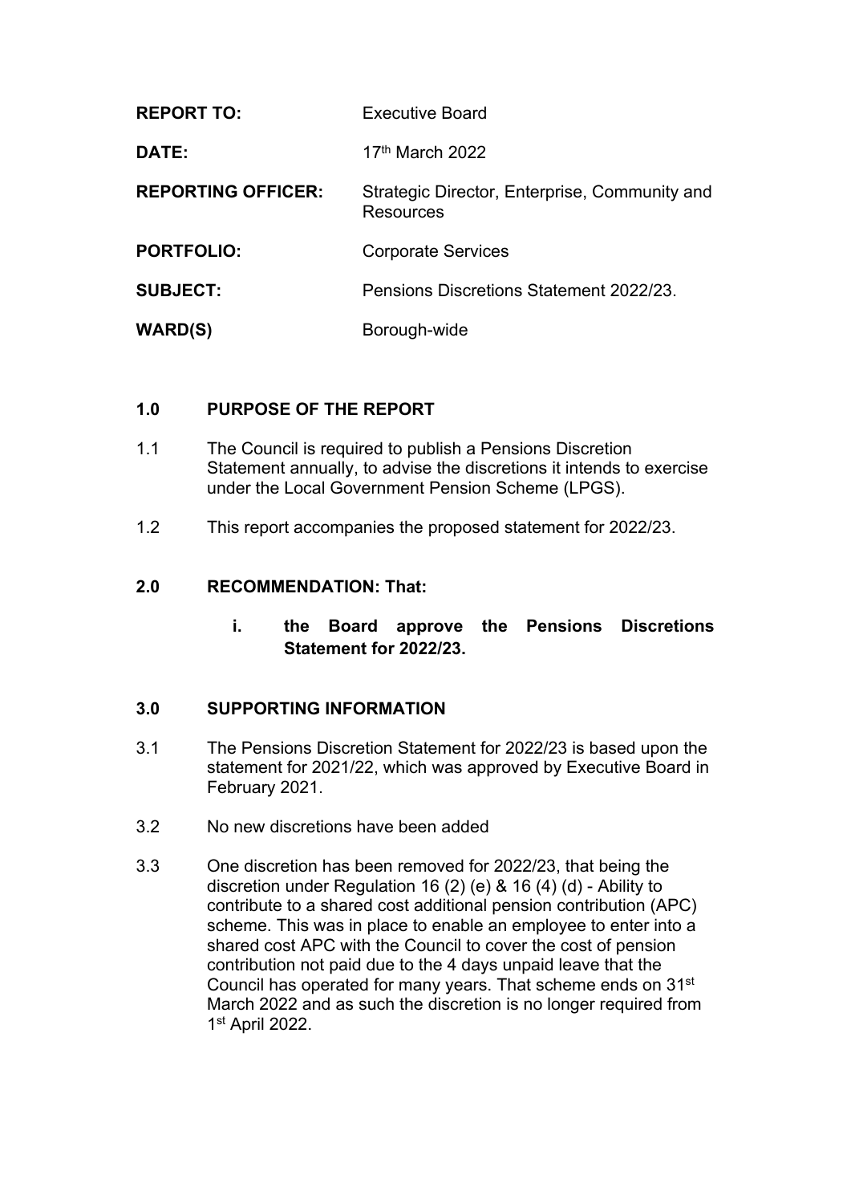| | |
|---|---|
| **REPORT TO:** | Executive Board |
| **DATE:** | 17th March 2022 |
| **REPORTING OFFICER:** | Strategic Director, Enterprise, Community and Resources |
| **PORTFOLIO:** | Corporate Services |
| **SUBJECT:** | Pensions Discretions Statement 2022/23. |
| **WARD(S)** | Borough-wide |

## 1.0 PURPOSE OF THE REPORT

1.1 The Council is required to publish a Pensions Discretion Statement annually, to advise the discretions it intends to exercise under the Local Government Pension Scheme (LPGS).

1.2 This report accompanies the proposed statement for 2022/23.

## 2.0 RECOMMENDATION: That:

**i. the Board approve the Pensions Discretions Statement for 2022/23.**

## 3.0 SUPPORTING INFORMATION

3.1 The Pensions Discretion Statement for 2022/23 is based upon the statement for 2021/22, which was approved by Executive Board in February 2021.

3.2 No new discretions have been added

3.3 One discretion has been removed for 2022/23, that being the discretion under Regulation 16 (2) (e) & 16 (4) (d) - Ability to contribute to a shared cost additional pension contribution (APC) scheme. This was in place to enable an employee to enter into a shared cost APC with the Council to cover the cost of pension contribution not paid due to the 4 days unpaid leave that the Council has operated for many years. That scheme ends on 31st March 2022 and as such the discretion is no longer required from 1st April 2022.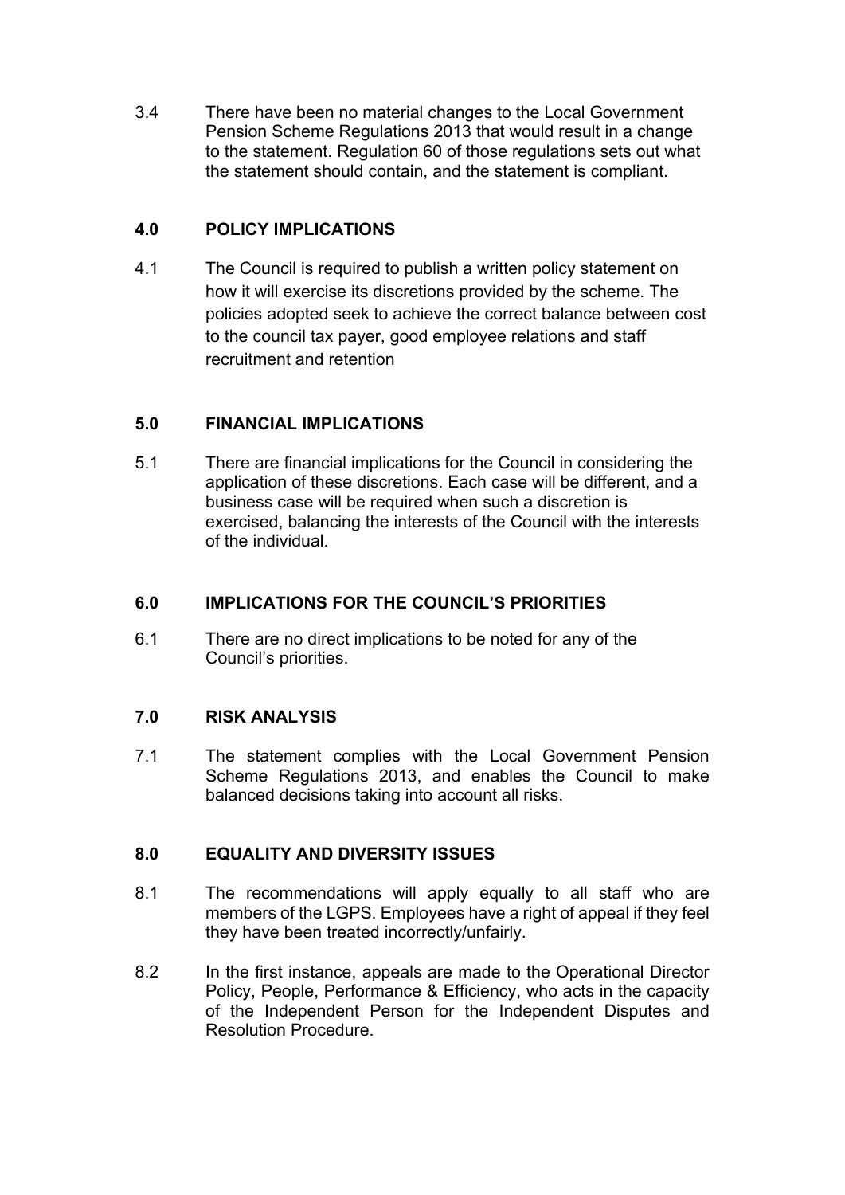3.4 There have been no material changes to the Local Government Pension Scheme Regulations 2013 that would result in a change to the statement. Regulation 60 of those regulations sets out what the statement should contain, and the statement is compliant.

## 4.0 POLICY IMPLICATIONS

4.1 The Council is required to publish a written policy statement on how it will exercise its discretions provided by the scheme. The policies adopted seek to achieve the correct balance between cost to the council tax payer, good employee relations and staff recruitment and retention

## 5.0 FINANCIAL IMPLICATIONS

5.1 There are financial implications for the Council in considering the application of these discretions. Each case will be different, and a business case will be required when such a discretion is exercised, balancing the interests of the Council with the interests of the individual.

## 6.0 IMPLICATIONS FOR THE COUNCIL'S PRIORITIES

6.1 There are no direct implications to be noted for any of the Council's priorities.

## 7.0 RISK ANALYSIS

7.1 The statement complies with the Local Government Pension Scheme Regulations 2013, and enables the Council to make balanced decisions taking into account all risks.

## 8.0 EQUALITY AND DIVERSITY ISSUES

8.1 The recommendations will apply equally to all staff who are members of the LGPS. Employees have a right of appeal if they feel they have been treated incorrectly/unfairly.

8.2 In the first instance, appeals are made to the Operational Director Policy, People, Performance & Efficiency, who acts in the capacity of the Independent Person for the Independent Disputes and Resolution Procedure.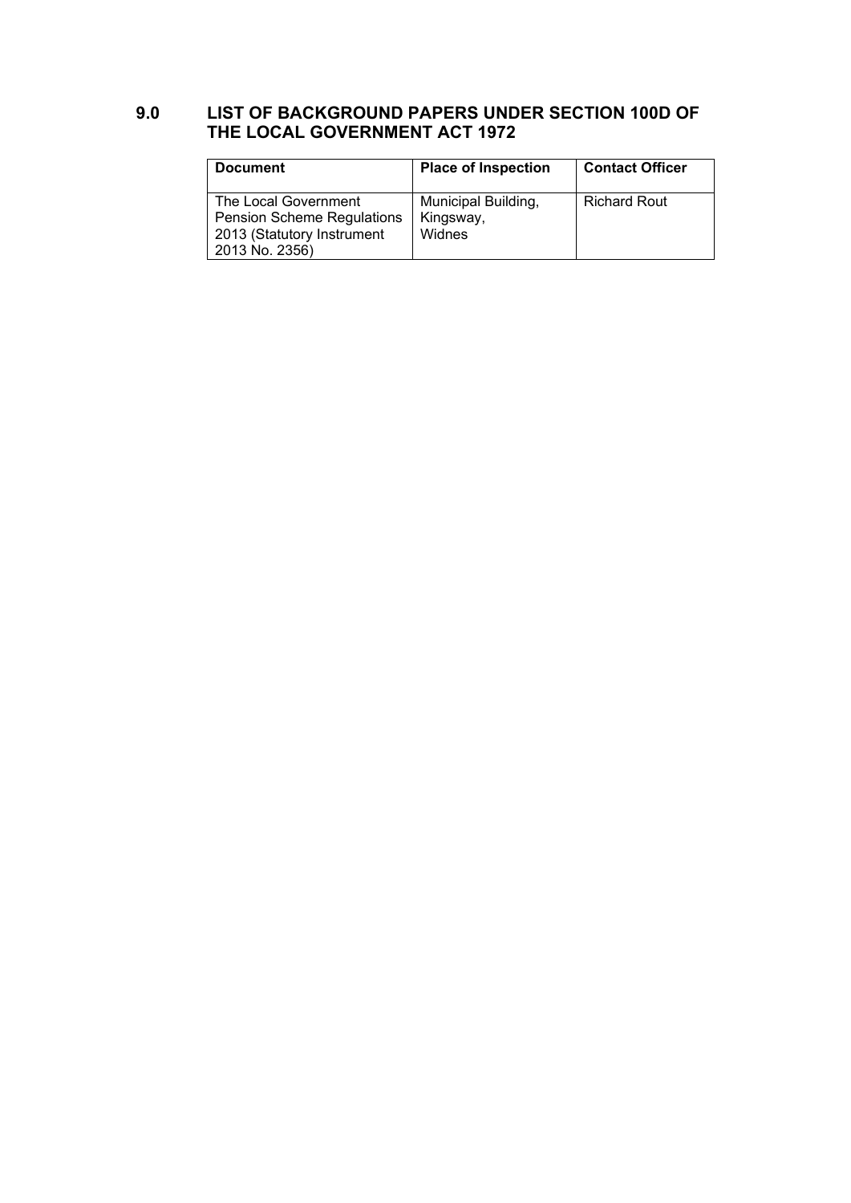## 9.0 LIST OF BACKGROUND PAPERS UNDER SECTION 100D OF THE LOCAL GOVERNMENT ACT 1972

| Document | Place of Inspection | Contact Officer |
|---|---|---|
| The Local Government Pension Scheme Regulations 2013 (Statutory Instrument 2013 No. 2356) | Municipal Building, Kingsway, Widnes | Richard Rout |